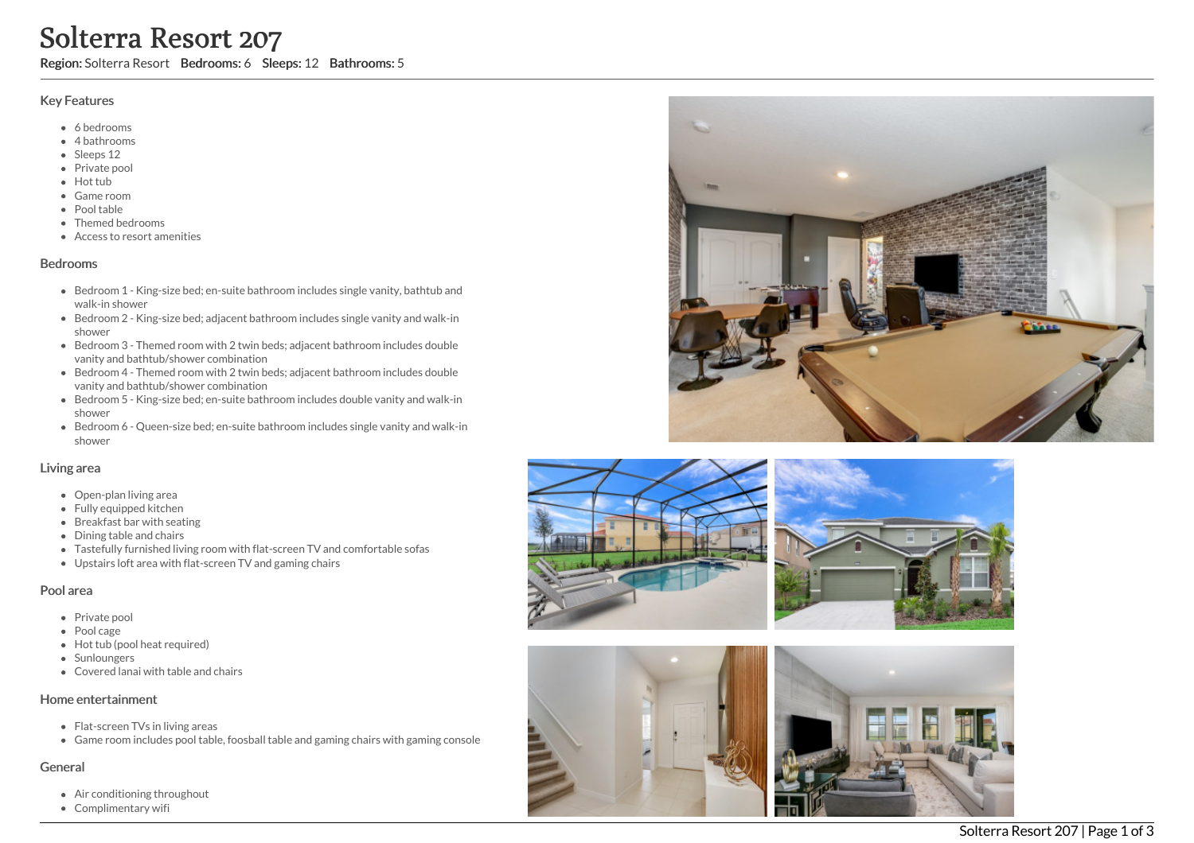# Solterra Resort 207

**Region:** Solterra Resort **Bedrooms:** 6 **Sleeps:** 12 **Bathrooms:** 5

## Key Features

- 6 bedrooms
- 4 bathrooms
- Sleeps 12
- Private pool
- Hot tub
- Game room
- Pool table
- Themed bedrooms
- Access to resort amenities

## Bedrooms

- Bedroom 1 - King-size bed; en-suite bathroom includes single vanity, bathtub and walk-in shower
- Bedroom 2 - King-size bed; adjacent bathroom includes single vanity and walk-in shower
- Bedroom 3 - Themed room with 2 twin beds; adjacent bathroom includes double vanity and bathtub/shower combination
- Bedroom 4 - Themed room with 2 twin beds; adjacent bathroom includes double vanity and bathtub/shower combination
- Bedroom 5 - King-size bed; en-suite bathroom includes double vanity and walk-in shower
- Bedroom 6 - Queen-size bed; en-suite bathroom includes single vanity and walk-in shower

## Living area

- Open-plan living area
- Fully equipped kitchen
- Breakfast bar with seating
- Dining table and chairs
- Tastefully furnished living room with flat-screen TV and comfortable sofas
- Upstairs loft area with flat-screen TV and gaming chairs

## Pool area

- Private pool
- Pool cage
- Hot tub (pool heat required)
- Sunloungers
- Covered lanai with table and chairs

## Home entertainment

- Flat-screen TVs in living areas
- Game room includes pool table, foosball table and gaming chairs with gaming console

## General

- Air conditioning throughout
- Complimentary wifi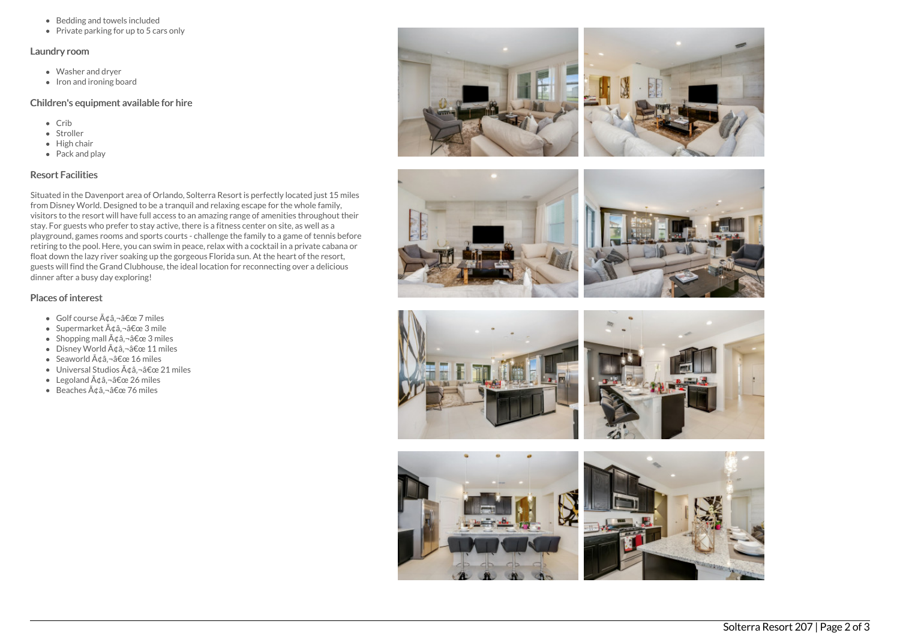- Bedding and towels included
- Private parking for up to 5 cars only

### Laundry room

- Washer and dryer
- Iron and ironing board

### Children's equipment available for hire

- Crib
- Stroller
- High chair
- Pack and play

### Resort Facilities

Situated in the Davenport area of Orlando, Solterra Resort is perfectly located just 15 miles from Disney World. Designed to be a tranquil and relaxing escape for the whole family, visitors to the resort will have full access to an amazing range of amenities throughout their stay. For guests who prefer to stay active, there is a fitness center on site, as well as a playground, games rooms and sports courts - challenge the family to a game of tennis before retiring to the pool. Here, you can swim in peace, relax with a cocktail in a private cabana or float down the lazy river soaking up the gorgeous Florida sun. At the heart of the resort, guests will find the Grand Clubhouse, the ideal location for reconnecting over a delicious dinner after a busy day exploring!

### Places of interest

- Golf course Ã¢â‚¬â€œ 7 miles
- Supermarket Ã¢â‚¬â€œ 3 mile
- Shopping mall Ã¢â‚¬â€œ 3 miles
- Disney World Ã¢â‚¬â€œ 11 miles
- Seaworld Ã¢â‚¬â€œ 16 miles
- Universal Studios Ã¢â‚¬â€œ 21 miles
- Legoland Ã¢â‚¬â€œ 26 miles
- Beaches Ã¢â‚¬â€œ 76 miles